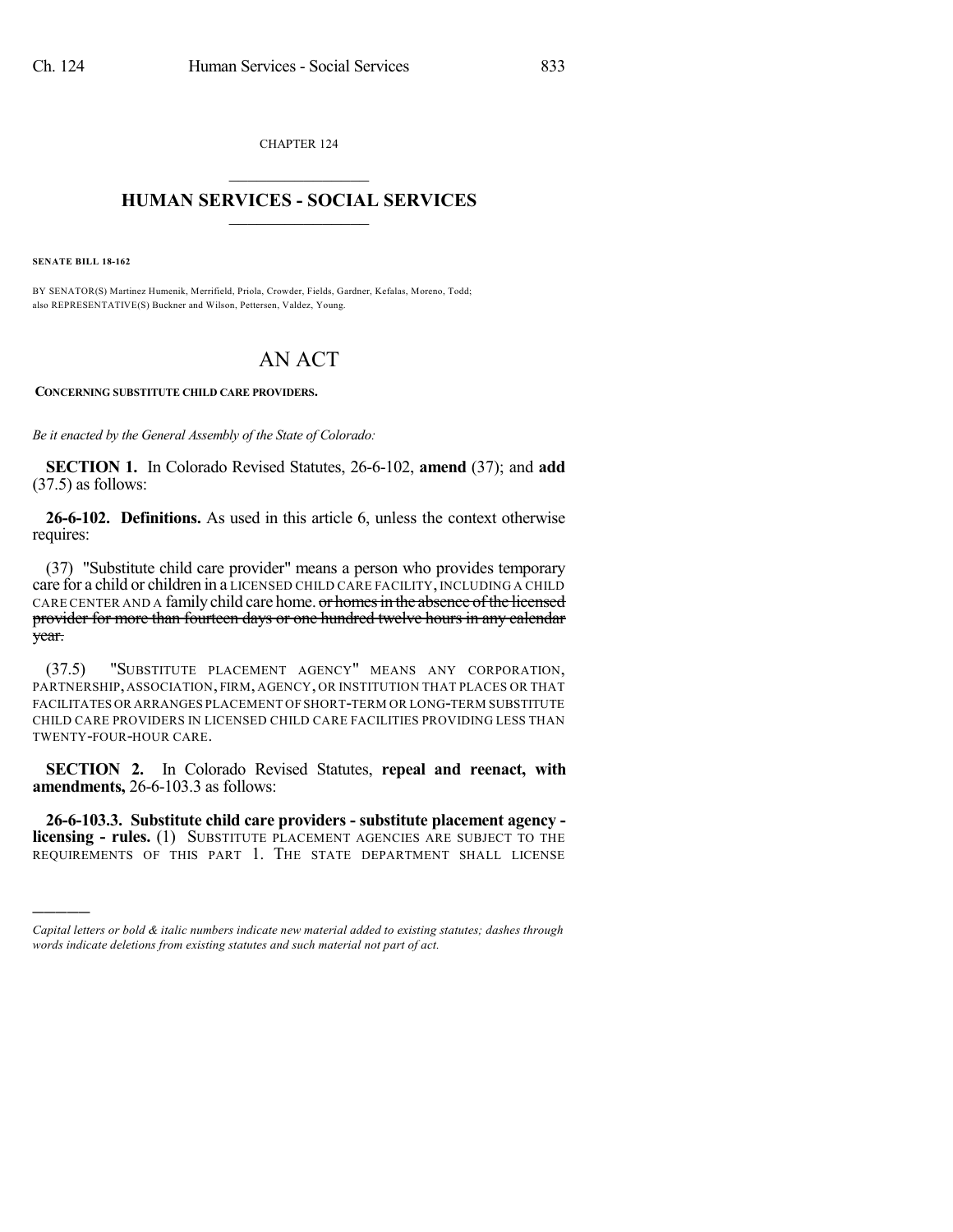CHAPTER 124

# HUMAN SERVICES - SOCIAL SERVICES

**SENATE BILL 18-162**

BY SENATOR(S) Martinez Humenik, Merrifield, Priola, Crowder, Fields, Gardner, Kefalas, Moreno, Todd; also REPRESENTATIVE(S) Buckner and Wilson, Pettersen, Valdez, Young.

# AN ACT

**CONCERNING SUBSTITUTE CHILD CARE PROVIDERS.**

*Be it enacted by the General Assembly of the State of Colorado:*

**SECTION 1.** In Colorado Revised Statutes, 26-6-102, **amend** (37); and **add** (37.5) as follows:

**26-6-102. Definitions.** As used in this article 6, unless the context otherwise requires:

(37) "Substitute child care provider" means a person who provides temporary care for a child or children in a LICENSED CHILD CARE FACILITY, INCLUDING A CHILD CARE CENTER AND A family child care home. ~~or homes in the absence of the licensed provider for more than fourteen days or one hundred twelve hours in any calendar year.~~

(37.5) "SUBSTITUTE PLACEMENT AGENCY" MEANS ANY CORPORATION, PARTNERSHIP, ASSOCIATION, FIRM, AGENCY, OR INSTITUTION THAT PLACES OR THAT FACILITATES OR ARRANGES PLACEMENT OF SHORT-TERM OR LONG-TERM SUBSTITUTE CHILD CARE PROVIDERS IN LICENSED CHILD CARE FACILITIES PROVIDING LESS THAN TWENTY-FOUR-HOUR CARE.

**SECTION 2.** In Colorado Revised Statutes, **repeal and reenact, with amendments,** 26-6-103.3 as follows:

**26-6-103.3. Substitute child care providers - substitute placement agency - licensing - rules.** (1) SUBSTITUTE PLACEMENT AGENCIES ARE SUBJECT TO THE REQUIREMENTS OF THIS PART 1. THE STATE DEPARTMENT SHALL LICENSE

---

*Capital letters or bold & italic numbers indicate new material added to existing statutes; dashes through words indicate deletions from existing statutes and such material not part of act.*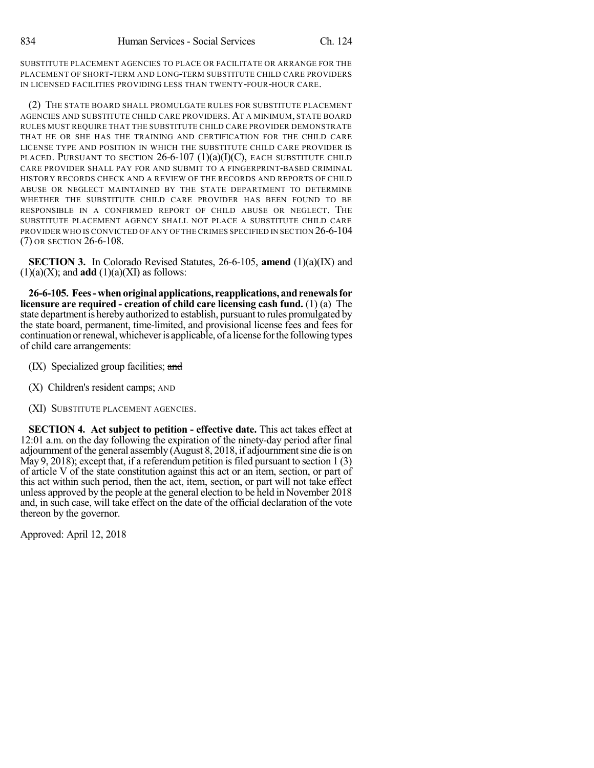SUBSTITUTE PLACEMENT AGENCIES TO PLACE OR FACILITATE OR ARRANGE FOR THE PLACEMENT OF SHORT-TERM AND LONG-TERM SUBSTITUTE CHILD CARE PROVIDERS IN LICENSED FACILITIES PROVIDING LESS THAN TWENTY-FOUR-HOUR CARE.

(2) THE STATE BOARD SHALL PROMULGATE RULES FOR SUBSTITUTE PLACEMENT AGENCIES AND SUBSTITUTE CHILD CARE PROVIDERS. AT A MINIMUM, STATE BOARD RULES MUST REQUIRE THAT THE SUBSTITUTE CHILD CARE PROVIDER DEMONSTRATE THAT HE OR SHE HAS THE TRAINING AND CERTIFICATION FOR THE CHILD CARE LICENSE TYPE AND POSITION IN WHICH THE SUBSTITUTE CHILD CARE PROVIDER IS PLACED. PURSUANT TO SECTION 26-6-107 (1)(a)(I)(C), EACH SUBSTITUTE CHILD CARE PROVIDER SHALL PAY FOR AND SUBMIT TO A FINGERPRINT-BASED CRIMINAL HISTORY RECORDS CHECK AND A REVIEW OF THE RECORDS AND REPORTS OF CHILD ABUSE OR NEGLECT MAINTAINED BY THE STATE DEPARTMENT TO DETERMINE WHETHER THE SUBSTITUTE CHILD CARE PROVIDER HAS BEEN FOUND TO BE RESPONSIBLE IN A CONFIRMED REPORT OF CHILD ABUSE OR NEGLECT. THE SUBSTITUTE PLACEMENT AGENCY SHALL NOT PLACE A SUBSTITUTE CHILD CARE PROVIDER WHO IS CONVICTED OF ANY OF THE CRIMES SPECIFIED IN SECTION 26-6-104 (7) OR SECTION 26-6-108.

**SECTION 3.** In Colorado Revised Statutes, 26-6-105, **amend** (1)(a)(IX) and (1)(a)(X); and **add** (1)(a)(XI) as follows:

**26-6-105. Fees - when original applications, reapplications, and renewals for licensure are required - creation of child care licensing cash fund.** (1) (a) The state department is hereby authorized to establish, pursuant to rules promulgated by the state board, permanent, time-limited, and provisional license fees and fees for continuation or renewal, whichever is applicable, of a license for the following types of child care arrangements:

(IX) Specialized group facilities; ~~and~~

(X) Children's resident camps; AND

(XI) SUBSTITUTE PLACEMENT AGENCIES.

**SECTION 4. Act subject to petition - effective date.** This act takes effect at 12:01 a.m. on the day following the expiration of the ninety-day period after final adjournment of the general assembly (August 8, 2018, if adjournment sine die is on May 9, 2018); except that, if a referendum petition is filed pursuant to section 1 (3) of article V of the state constitution against this act or an item, section, or part of this act within such period, then the act, item, section, or part will not take effect unless approved by the people at the general election to be held in November 2018 and, in such case, will take effect on the date of the official declaration of the vote thereon by the governor.

Approved: April 12, 2018